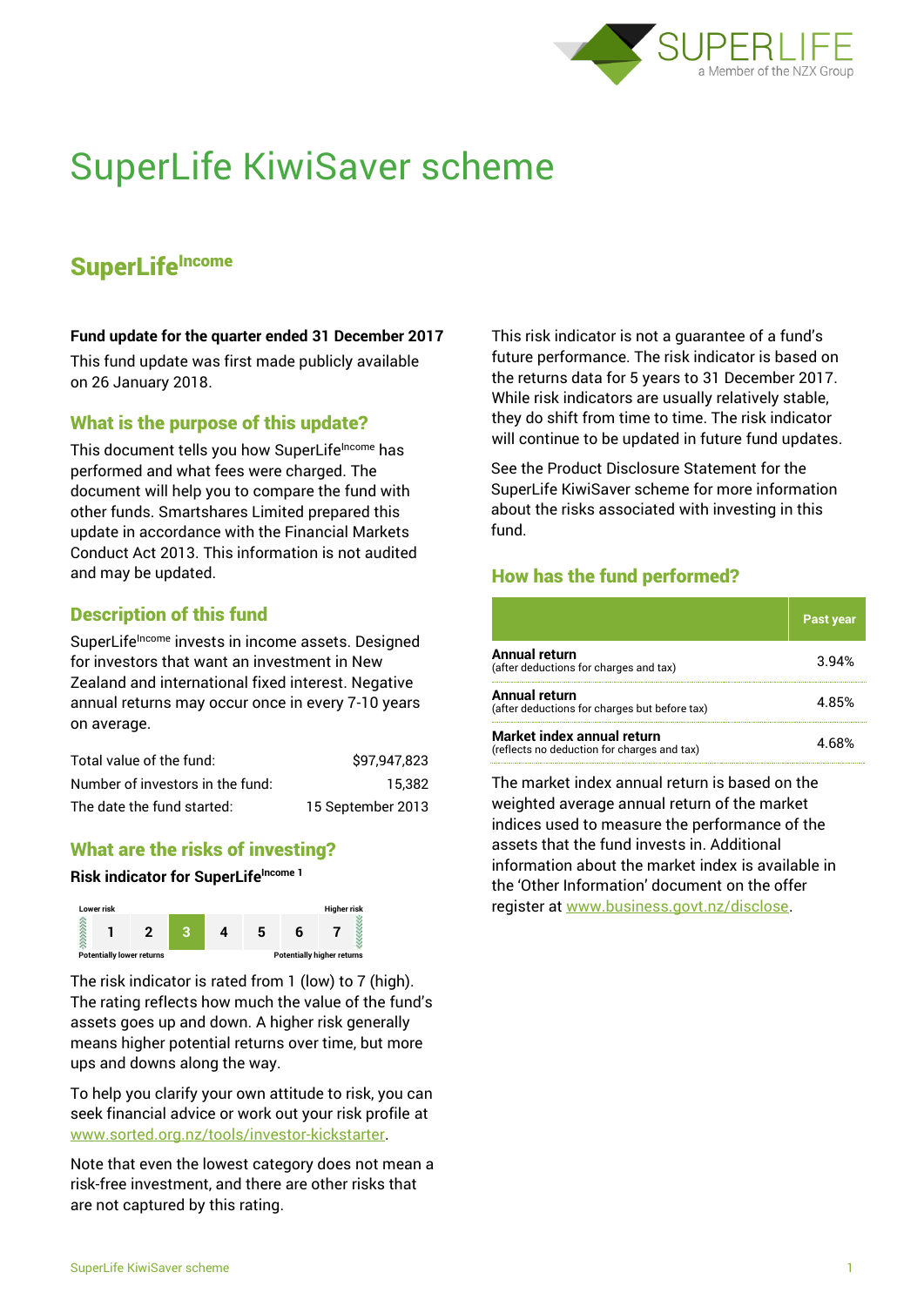# SuperLife KiwiSaver scheme

## SuperLife[Income]

**Fund update for the quarter ended 31 December 2017**

This fund update was first made publicly available on 26 January 2018.

### What is the purpose of this update?

This document tells you how SuperLife[Income] has performed and what fees were charged. The document will help you to compare the fund with other funds. Smartshares Limited prepared this update in accordance with the Financial Markets Conduct Act 2013. This information is not audited and may be updated.

### Description of this fund

SuperLife[Income] invests in income assets. Designed for investors that want an investment in New Zealand and international fixed interest. Negative annual returns may occur once in every 7-10 years on average.

| | |
|---|---|
| Total value of the fund: | $97,947,823 |
| Number of investors in the fund: | 15,382 |
| The date the fund started: | 15 September 2013 |

### What are the risks of investing?

**Risk indicator for SuperLife[Income] [1]**

| Lower risk | | | | | | Higher risk |
|---|---|---|---|---|---|---|
| 1 | 2 | **3** | 4 | 5 | 6 | 7 |
| Potentially lower returns | | | | | | Potentially higher returns |

The risk indicator is rated from 1 (low) to 7 (high). The rating reflects how much the value of the fund's assets goes up and down. A higher risk generally means higher potential returns over time, but more ups and downs along the way.

To help you clarify your own attitude to risk, you can seek financial advice or work out your risk profile at www.sorted.org.nz/tools/investor-kickstarter.

Note that even the lowest category does not mean a risk-free investment, and there are other risks that are not captured by this rating.

This risk indicator is not a guarantee of a fund's future performance. The risk indicator is based on the returns data for 5 years to 31 December 2017. While risk indicators are usually relatively stable, they do shift from time to time. The risk indicator will continue to be updated in future fund updates.

See the Product Disclosure Statement for the SuperLife KiwiSaver scheme for more information about the risks associated with investing in this fund.

### How has the fund performed?

| | Past year |
|---|---|
| **Annual return** (after deductions for charges and tax) | 3.94% |
| **Annual return** (after deductions for charges but before tax) | 4.85% |
| **Market index annual return** (reflects no deduction for charges and tax) | 4.68% |

The market index annual return is based on the weighted average annual return of the market indices used to measure the performance of the assets that the fund invests in. Additional information about the market index is available in the 'Other Information' document on the offer register at www.business.govt.nz/disclose.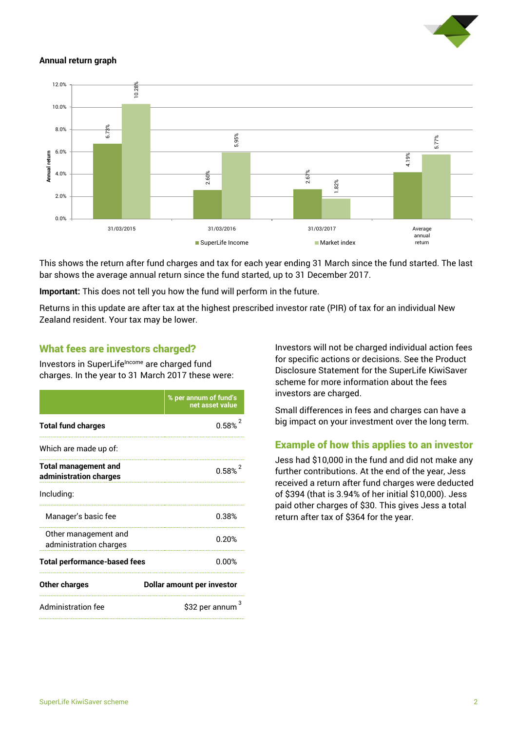## Annual return graph

| | SuperLife Income | Market index |
|---|---|---|
| 31/03/2015 | 6.73% | 10.28% |
| 31/03/2016 | 2.60% | 5.95% |
| 31/03/2017 | 2.67% | 1.82% |
| Average annual return | 4.19% | 5.77% |

This shows the return after fund charges and tax for each year ending 31 March since the fund started. The last bar shows the average annual return since the fund started, up to 31 December 2017.

**Important:** This does not tell you how the fund will perform in the future.

Returns in this update are after tax at the highest prescribed investor rate (PIR) of tax for an individual New Zealand resident. Your tax may be lower.

## What fees are investors charged?

Investors in SuperLife Income are charged fund charges. In the year to 31 March 2017 these were:

| | % per annum of fund's net asset value |
|---|---|
| **Total fund charges** | 0.58% [2] |
| Which are made up of: | |
| **Total management and administration charges** | 0.58% [2] |
| Including: | |
| Manager's basic fee | 0.38% |
| Other management and administration charges | 0.20% |
| **Total performance-based fees** | 0.00% |
| **Other charges** | **Dollar amount per investor** |
| Administration fee | $32 per annum [3] |

Investors will not be charged individual action fees for specific actions or decisions. See the Product Disclosure Statement for the SuperLife KiwiSaver scheme for more information about the fees investors are charged.

Small differences in fees and charges can have a big impact on your investment over the long term.

## Example of how this applies to an investor

Jess had $10,000 in the fund and did not make any further contributions. At the end of the year, Jess received a return after fund charges were deducted of $394 (that is 3.94% of her initial $10,000). Jess paid other charges of $30. This gives Jess a total return after tax of $364 for the year.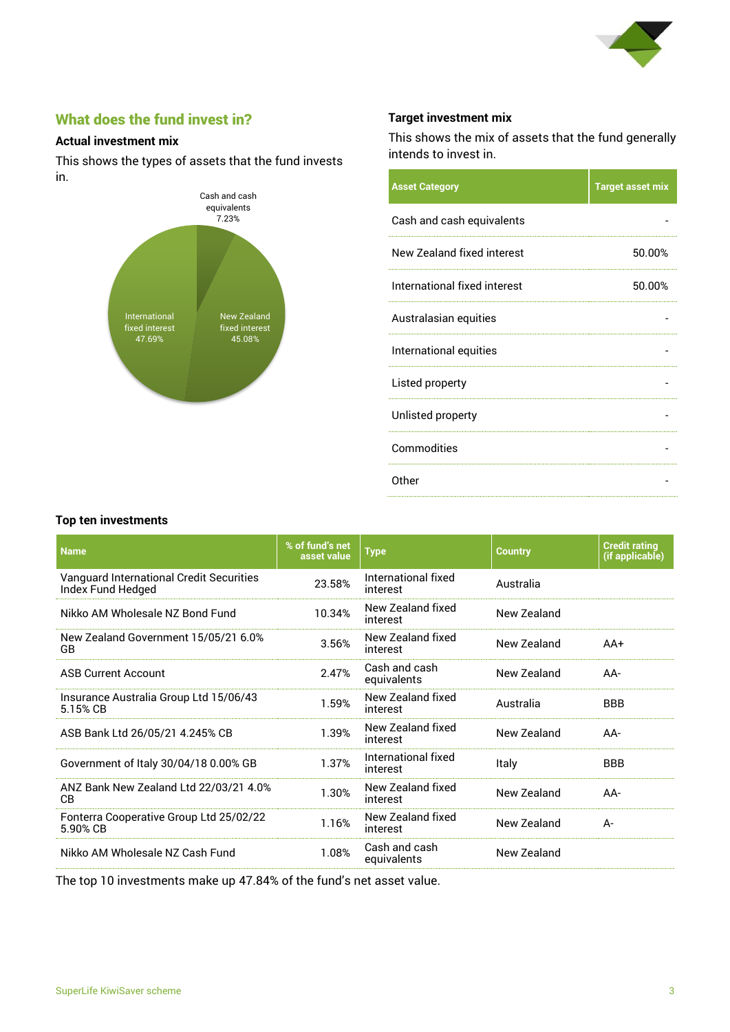## What does the fund invest in?

### Actual investment mix

This shows the types of assets that the fund invests in.

Cash and cash equivalents 7.23%

International fixed interest 47.69%

New Zealand fixed interest 45.08%

### Target investment mix

This shows the mix of assets that the fund generally intends to invest in.

| Asset Category | Target asset mix |
|---|---|
| Cash and cash equivalents | - |
| New Zealand fixed interest | 50.00% |
| International fixed interest | 50.00% |
| Australasian equities | - |
| International equities | - |
| Listed property | - |
| Unlisted property | - |
| Commodities | - |
| Other | - |

### Top ten investments

| Name | % of fund's net asset value | Type | Country | Credit rating (if applicable) |
|---|---|---|---|---|
| Vanguard International Credit Securities Index Fund Hedged | 23.58% | International fixed interest | Australia | |
| Nikko AM Wholesale NZ Bond Fund | 10.34% | New Zealand fixed interest | New Zealand | |
| New Zealand Government 15/05/21 6.0% GB | 3.56% | New Zealand fixed interest | New Zealand | AA+ |
| ASB Current Account | 2.47% | Cash and cash equivalents | New Zealand | AA- |
| Insurance Australia Group Ltd 15/06/43 5.15% CB | 1.59% | New Zealand fixed interest | Australia | BBB |
| ASB Bank Ltd 26/05/21 4.245% CB | 1.39% | New Zealand fixed interest | New Zealand | AA- |
| Government of Italy 30/04/18 0.00% GB | 1.37% | International fixed interest | Italy | BBB |
| ANZ Bank New Zealand Ltd 22/03/21 4.0% CB | 1.30% | New Zealand fixed interest | New Zealand | AA- |
| Fonterra Cooperative Group Ltd 25/02/22 5.90% CB | 1.16% | New Zealand fixed interest | New Zealand | A- |
| Nikko AM Wholesale NZ Cash Fund | 1.08% | Cash and cash equivalents | New Zealand | |

The top 10 investments make up 47.84% of the fund's net asset value.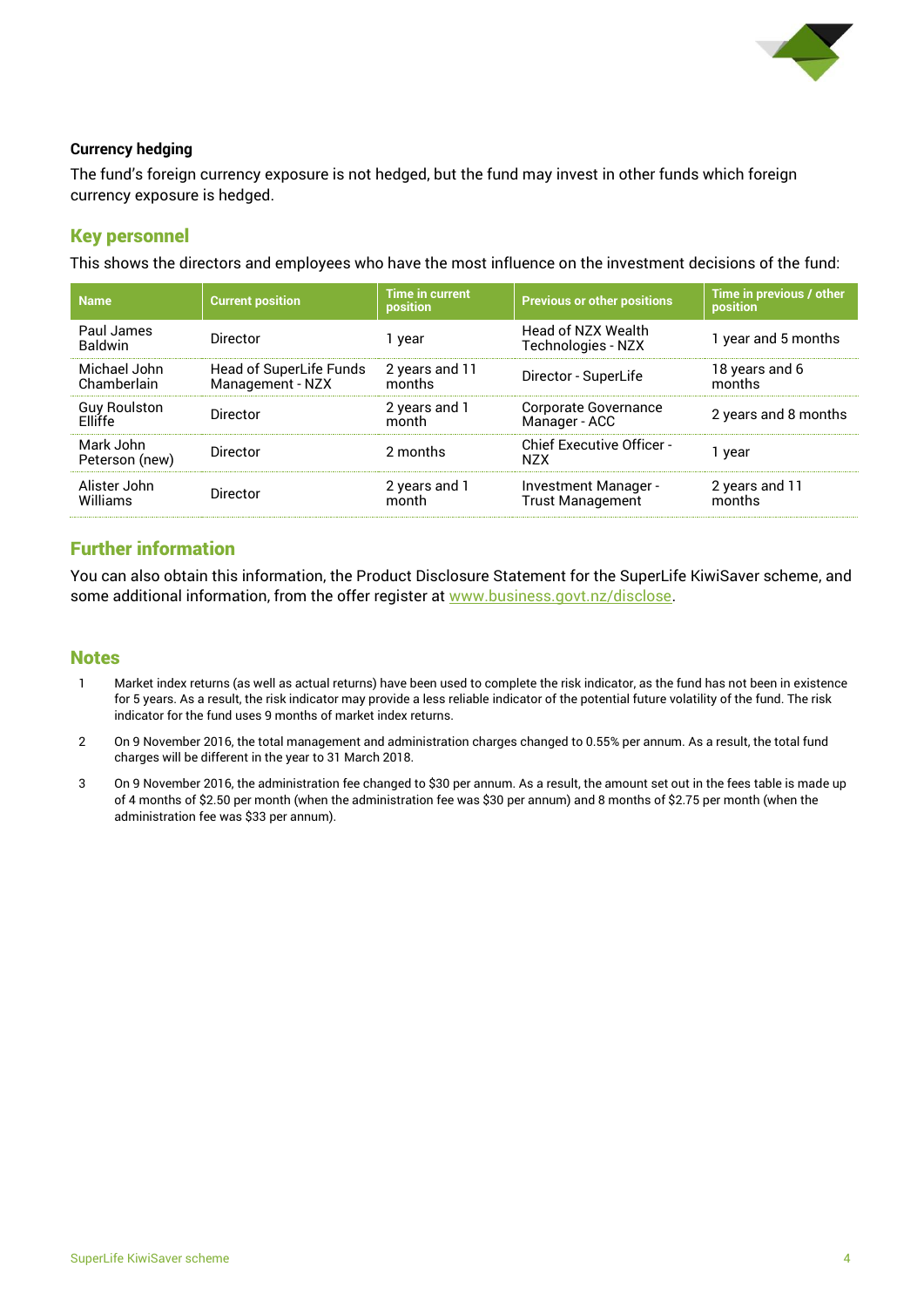**Currency hedging**

The fund's foreign currency exposure is not hedged, but the fund may invest in other funds which foreign currency exposure is hedged.

## Key personnel

This shows the directors and employees who have the most influence on the investment decisions of the fund:

| Name | Current position | Time in current position | Previous or other positions | Time in previous / other position |
|---|---|---|---|---|
| Paul James Baldwin | Director | 1 year | Head of NZX Wealth Technologies - NZX | 1 year and 5 months |
| Michael John Chamberlain | Head of SuperLife Funds Management - NZX | 2 years and 11 months | Director - SuperLife | 18 years and 6 months |
| Guy Roulston Elliffe | Director | 2 years and 1 month | Corporate Governance Manager - ACC | 2 years and 8 months |
| Mark John Peterson (new) | Director | 2 months | Chief Executive Officer - NZX | 1 year |
| Alister John Williams | Director | 2 years and 1 month | Investment Manager - Trust Management | 2 years and 11 months |

## Further information

You can also obtain this information, the Product Disclosure Statement for the SuperLife KiwiSaver scheme, and some additional information, from the offer register at www.business.govt.nz/disclose.

## Notes

1. Market index returns (as well as actual returns) have been used to complete the risk indicator, as the fund has not been in existence for 5 years. As a result, the risk indicator may provide a less reliable indicator of the potential future volatility of the fund. The risk indicator for the fund uses 9 months of market index returns.
2. On 9 November 2016, the total management and administration charges changed to 0.55% per annum. As a result, the total fund charges will be different in the year to 31 March 2018.
3. On 9 November 2016, the administration fee changed to $30 per annum. As a result, the amount set out in the fees table is made up of 4 months of $2.50 per month (when the administration fee was $30 per annum) and 8 months of $2.75 per month (when the administration fee was $33 per annum).